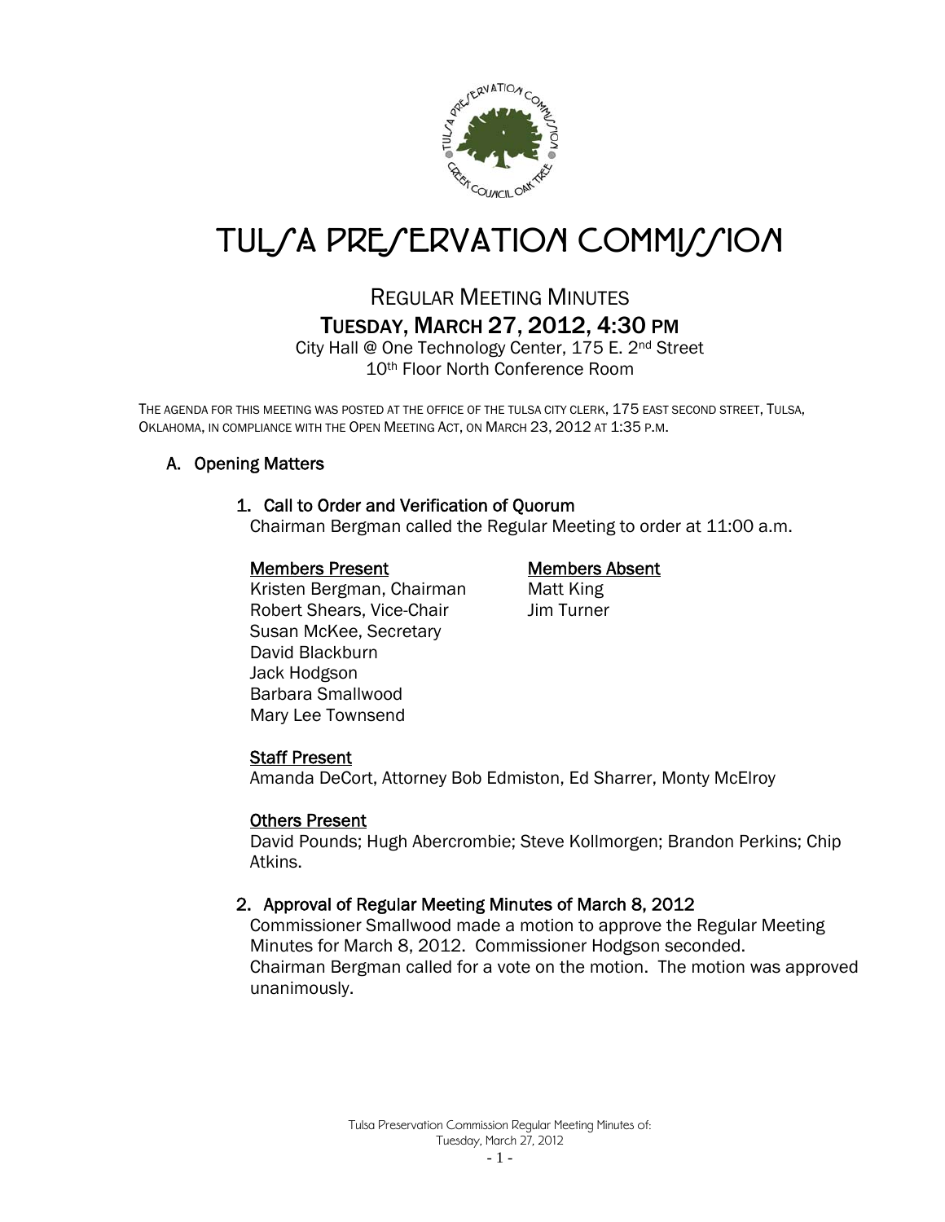# TULSA PRESERVATION COMMISSION

## REGULAR MEETING MINUTES

## TUESDAY, MARCH 27, 2012, 4:30 PM

City Hall @ One Technology Center, 175 E. 2nd Street
10th Floor North Conference Room

THE AGENDA FOR THIS MEETING WAS POSTED AT THE OFFICE OF THE TULSA CITY CLERK, 175 EAST SECOND STREET, TULSA, OKLAHOMA, IN COMPLIANCE WITH THE OPEN MEETING ACT, ON MARCH 23, 2012 AT 1:35 P.M.

### A. Opening Matters

#### 1. Call to Order and Verification of Quorum

Chairman Bergman called the Regular Meeting to order at 11:00 a.m.

**Members Present**

Kristen Bergman, Chairman
Robert Shears, Vice-Chair
Susan McKee, Secretary
David Blackburn
Jack Hodgson
Barbara Smallwood
Mary Lee Townsend

**Members Absent**

Matt King
Jim Turner

**Staff Present**

Amanda DeCort, Attorney Bob Edmiston, Ed Sharrer, Monty McElroy

**Others Present**

David Pounds; Hugh Abercrombie; Steve Kollmorgen; Brandon Perkins; Chip Atkins.

#### 2. Approval of Regular Meeting Minutes of March 8, 2012

Commissioner Smallwood made a motion to approve the Regular Meeting Minutes for March 8, 2012. Commissioner Hodgson seconded.
Chairman Bergman called for a vote on the motion. The motion was approved unanimously.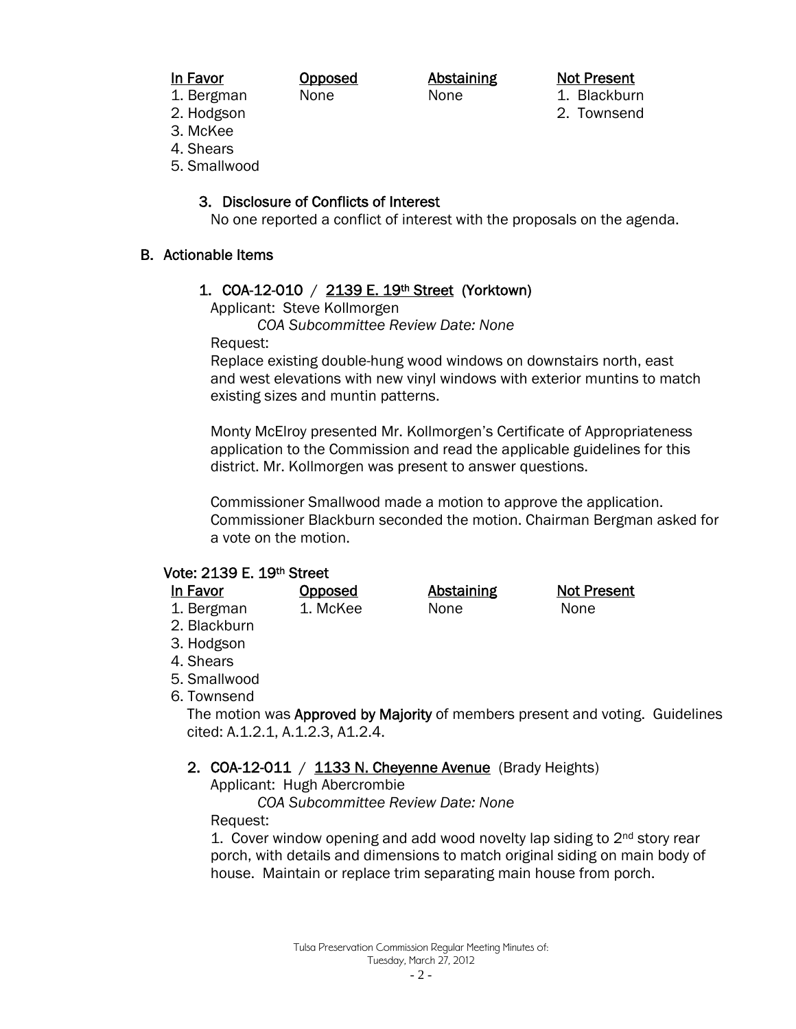| In Favor | Opposed | Abstaining | Not Present |
|---|---|---|---|
| 1. Bergman | None | None | 1. Blackburn |
| 2. Hodgson | | | 2. Townsend |
| 3. McKee | | | |
| 4. Shears | | | |
| 5. Smallwood | | | |

### 3. Disclosure of Conflicts of Interest

No one reported a conflict of interest with the proposals on the agenda.

## B. Actionable Items

### 1. COA-12-010 / 2139 E. 19th Street (Yorktown)

Applicant: Steve Kollmorgen

*COA Subcommittee Review Date: None*

Request:

Replace existing double-hung wood windows on downstairs north, east and west elevations with new vinyl windows with exterior muntins to match existing sizes and muntin patterns.

Monty McElroy presented Mr. Kollmorgen's Certificate of Appropriateness application to the Commission and read the applicable guidelines for this district. Mr. Kollmorgen was present to answer questions.

Commissioner Smallwood made a motion to approve the application. Commissioner Blackburn seconded the motion. Chairman Bergman asked for a vote on the motion.

**Vote: 2139 E. 19th Street**

| In Favor | Opposed | Abstaining | Not Present |
|---|---|---|---|
| 1. Bergman | 1. McKee | None | None |
| 2. Blackburn | | | |
| 3. Hodgson | | | |
| 4. Shears | | | |
| 5. Smallwood | | | |
| 6. Townsend | | | |

The motion was **Approved by Majority** of members present and voting. Guidelines cited: A.1.2.1, A.1.2.3, A1.2.4.

### 2. COA-12-011 / 1133 N. Cheyenne Avenue (Brady Heights)

Applicant: Hugh Abercrombie

*COA Subcommittee Review Date: None*

Request:

1. Cover window opening and add wood novelty lap siding to 2nd story rear porch, with details and dimensions to match original siding on main body of house. Maintain or replace trim separating main house from porch.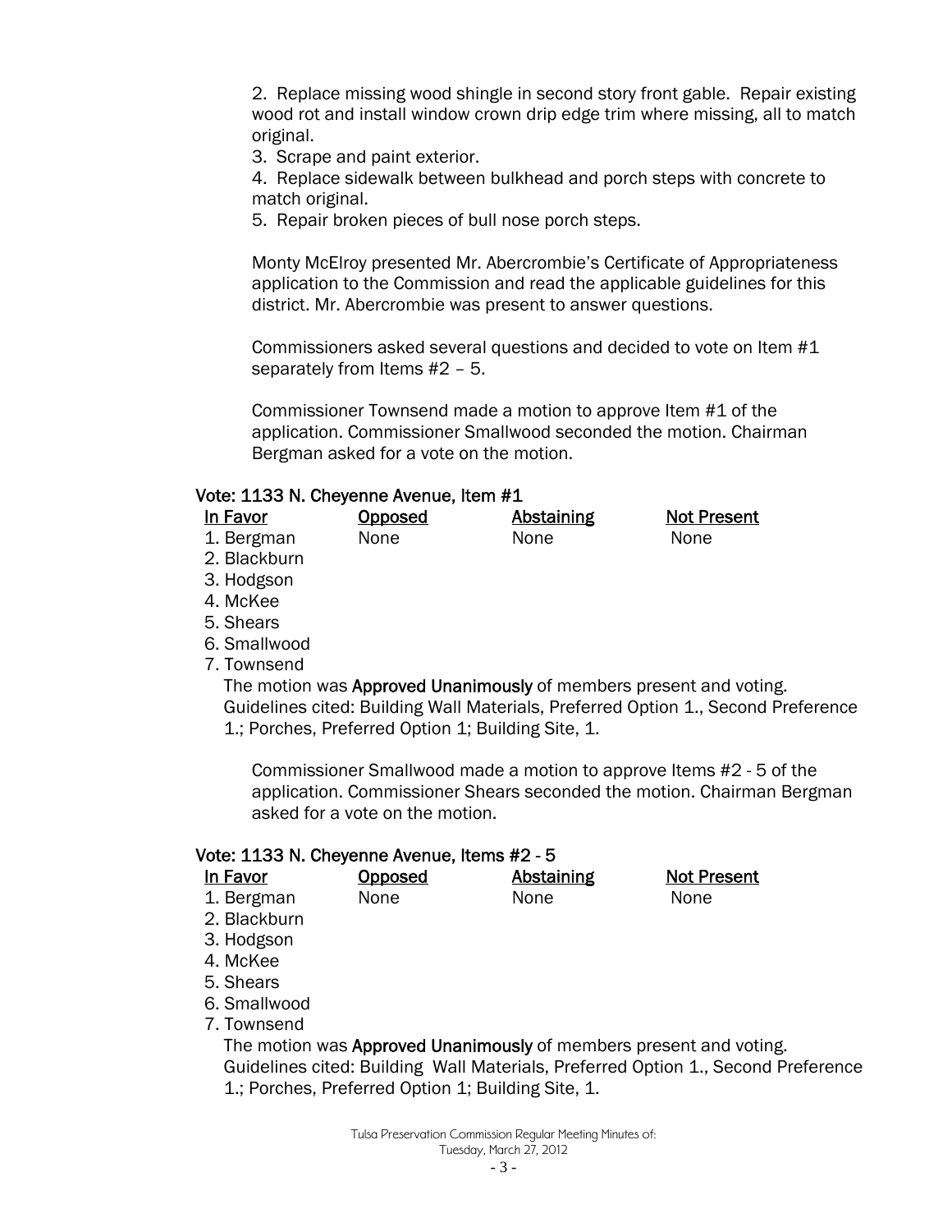2. Replace missing wood shingle in second story front gable. Repair existing wood rot and install window crown drip edge trim where missing, all to match original.

3. Scrape and paint exterior.

4. Replace sidewalk between bulkhead and porch steps with concrete to match original.

5. Repair broken pieces of bull nose porch steps.

Monty McElroy presented Mr. Abercrombie's Certificate of Appropriateness application to the Commission and read the applicable guidelines for this district. Mr. Abercrombie was present to answer questions.

Commissioners asked several questions and decided to vote on Item #1 separately from Items #2 – 5.

Commissioner Townsend made a motion to approve Item #1 of the application. Commissioner Smallwood seconded the motion. Chairman Bergman asked for a vote on the motion.

**Vote: 1133 N. Cheyenne Avenue, Item #1**

| In Favor | Opposed | Abstaining | Not Present |
|---|---|---|---|
| 1. Bergman | None | None | None |
| 2. Blackburn | | | |
| 3. Hodgson | | | |
| 4. McKee | | | |
| 5. Shears | | | |
| 6. Smallwood | | | |
| 7. Townsend | | | |

The motion was **Approved Unanimously** of members present and voting. Guidelines cited: Building Wall Materials, Preferred Option 1., Second Preference 1.; Porches, Preferred Option 1; Building Site, 1.

Commissioner Smallwood made a motion to approve Items #2 - 5 of the application. Commissioner Shears seconded the motion. Chairman Bergman asked for a vote on the motion.

**Vote: 1133 N. Cheyenne Avenue, Items #2 - 5**

| In Favor | Opposed | Abstaining | Not Present |
|---|---|---|---|
| 1. Bergman | None | None | None |
| 2. Blackburn | | | |
| 3. Hodgson | | | |
| 4. McKee | | | |
| 5. Shears | | | |
| 6. Smallwood | | | |
| 7. Townsend | | | |

The motion was **Approved Unanimously** of members present and voting. Guidelines cited: Building Wall Materials, Preferred Option 1., Second Preference 1.; Porches, Preferred Option 1; Building Site, 1.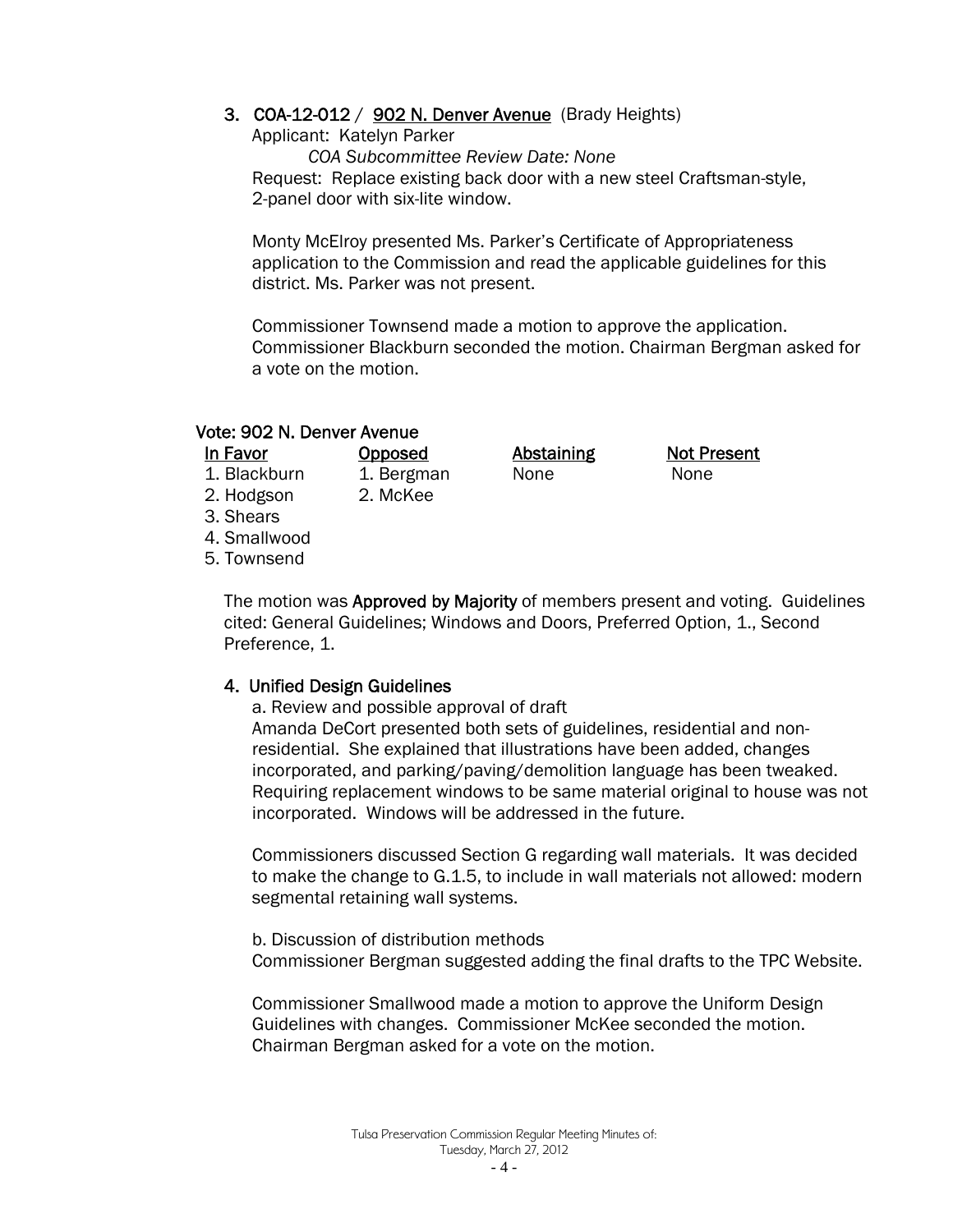3. **COA-12-012** / **902 N. Denver Avenue** (Brady Heights)

Applicant: Katelyn Parker

*COA Subcommittee Review Date: None*

Request: Replace existing back door with a new steel Craftsman-style, 2-panel door with six-lite window.

Monty McElroy presented Ms. Parker's Certificate of Appropriateness application to the Commission and read the applicable guidelines for this district. Ms. Parker was not present.

Commissioner Townsend made a motion to approve the application. Commissioner Blackburn seconded the motion. Chairman Bergman asked for a vote on the motion.

**Vote: 902 N. Denver Avenue**

| In Favor | Opposed | Abstaining | Not Present |
|---|---|---|---|
| 1. Blackburn | 1. Bergman | None | None |
| 2. Hodgson | 2. McKee | | |
| 3. Shears | | | |
| 4. Smallwood | | | |
| 5. Townsend | | | |

The motion was **Approved by Majority** of members present and voting. Guidelines cited: General Guidelines; Windows and Doors, Preferred Option, 1., Second Preference, 1.

4. **Unified Design Guidelines**

a. Review and possible approval of draft

Amanda DeCort presented both sets of guidelines, residential and non-residential. She explained that illustrations have been added, changes incorporated, and parking/paving/demolition language has been tweaked. Requiring replacement windows to be same material original to house was not incorporated. Windows will be addressed in the future.

Commissioners discussed Section G regarding wall materials. It was decided to make the change to G.1.5, to include in wall materials not allowed: modern segmental retaining wall systems.

b. Discussion of distribution methods

Commissioner Bergman suggested adding the final drafts to the TPC Website.

Commissioner Smallwood made a motion to approve the Uniform Design Guidelines with changes. Commissioner McKee seconded the motion. Chairman Bergman asked for a vote on the motion.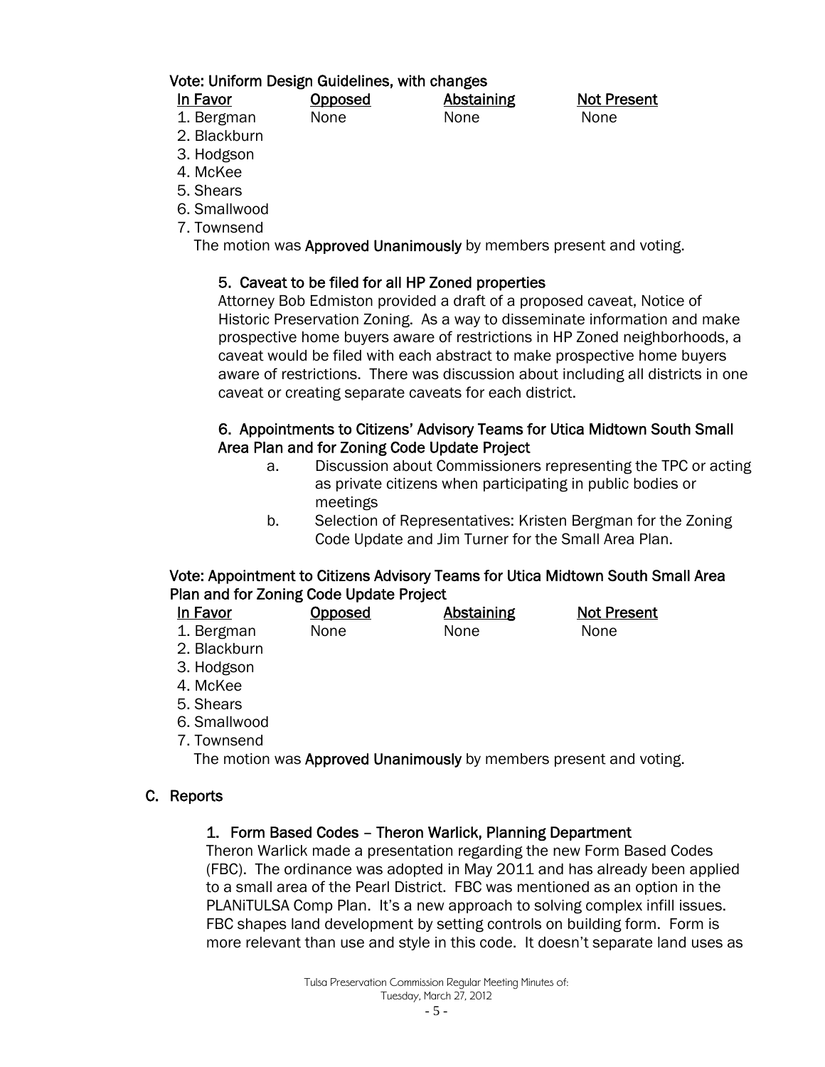**Vote: Uniform Design Guidelines, with changes**

| In Favor | Opposed | Abstaining | Not Present |
|---|---|---|---|
| 1. Bergman | None | None | None |
| 2. Blackburn | | | |
| 3. Hodgson | | | |
| 4. McKee | | | |
| 5. Shears | | | |
| 6. Smallwood | | | |
| 7. Townsend | | | |

The motion was **Approved Unanimously** by members present and voting.

**5. Caveat to be filed for all HP Zoned properties**

Attorney Bob Edmiston provided a draft of a proposed caveat, Notice of Historic Preservation Zoning. As a way to disseminate information and make prospective home buyers aware of restrictions in HP Zoned neighborhoods, a caveat would be filed with each abstract to make prospective home buyers aware of restrictions. There was discussion about including all districts in one caveat or creating separate caveats for each district.

**6. Appointments to Citizens' Advisory Teams for Utica Midtown South Small Area Plan and for Zoning Code Update Project**

a. Discussion about Commissioners representing the TPC or acting as private citizens when participating in public bodies or meetings

b. Selection of Representatives: Kristen Bergman for the Zoning Code Update and Jim Turner for the Small Area Plan.

**Vote: Appointment to Citizens Advisory Teams for Utica Midtown South Small Area Plan and for Zoning Code Update Project**

| In Favor | Opposed | Abstaining | Not Present |
|---|---|---|---|
| 1. Bergman | None | None | None |
| 2. Blackburn | | | |
| 3. Hodgson | | | |
| 4. McKee | | | |
| 5. Shears | | | |
| 6. Smallwood | | | |
| 7. Townsend | | | |

The motion was **Approved Unanimously** by members present and voting.

## C. Reports

**1. Form Based Codes – Theron Warlick, Planning Department**

Theron Warlick made a presentation regarding the new Form Based Codes (FBC). The ordinance was adopted in May 2011 and has already been applied to a small area of the Pearl District. FBC was mentioned as an option in the PLANiTULSA Comp Plan. It's a new approach to solving complex infill issues. FBC shapes land development by setting controls on building form. Form is more relevant than use and style in this code. It doesn't separate land uses as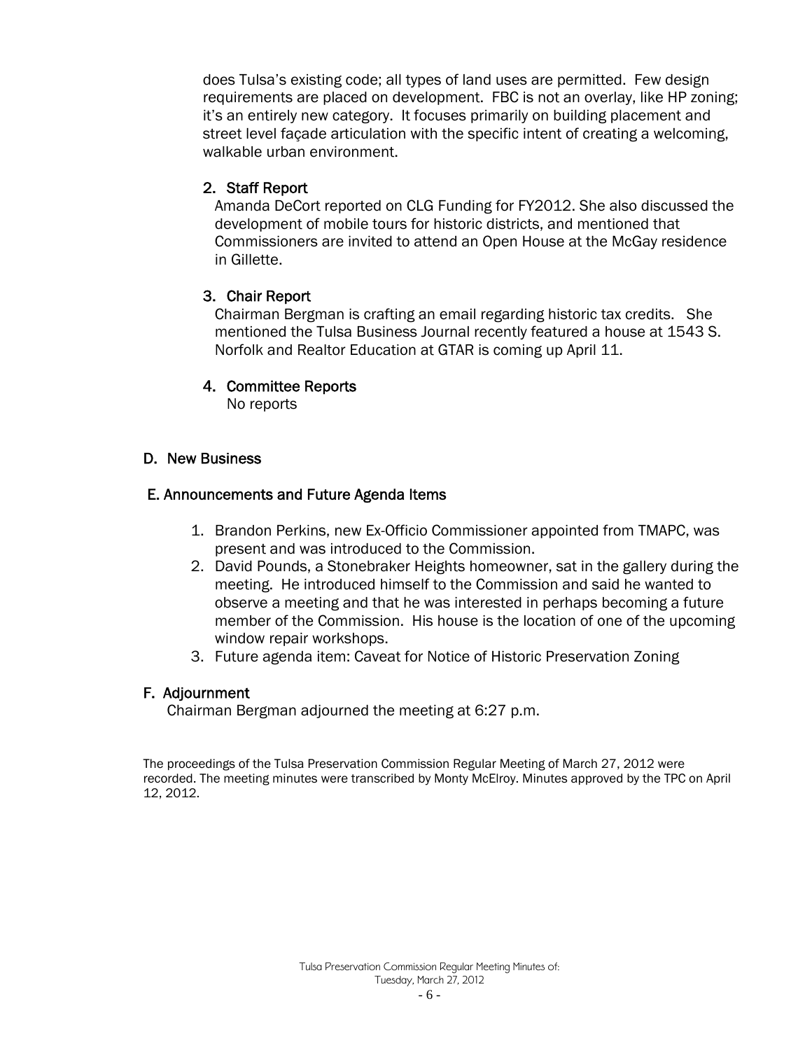does Tulsa's existing code; all types of land uses are permitted. Few design requirements are placed on development. FBC is not an overlay, like HP zoning; it's an entirely new category. It focuses primarily on building placement and street level façade articulation with the specific intent of creating a welcoming, walkable urban environment.

2. Staff Report

   Amanda DeCort reported on CLG Funding for FY2012. She also discussed the development of mobile tours for historic districts, and mentioned that Commissioners are invited to attend an Open House at the McGay residence in Gillette.

3. Chair Report

   Chairman Bergman is crafting an email regarding historic tax credits. She mentioned the Tulsa Business Journal recently featured a house at 1543 S. Norfolk and Realtor Education at GTAR is coming up April 11.

4. Committee Reports

   No reports

## D. New Business

## E. Announcements and Future Agenda Items

1. Brandon Perkins, new Ex-Officio Commissioner appointed from TMAPC, was present and was introduced to the Commission.
2. David Pounds, a Stonebraker Heights homeowner, sat in the gallery during the meeting. He introduced himself to the Commission and said he wanted to observe a meeting and that he was interested in perhaps becoming a future member of the Commission. His house is the location of one of the upcoming window repair workshops.
3. Future agenda item: Caveat for Notice of Historic Preservation Zoning

## F. Adjournment

Chairman Bergman adjourned the meeting at 6:27 p.m.

The proceedings of the Tulsa Preservation Commission Regular Meeting of March 27, 2012 were recorded. The meeting minutes were transcribed by Monty McElroy. Minutes approved by the TPC on April 12, 2012.